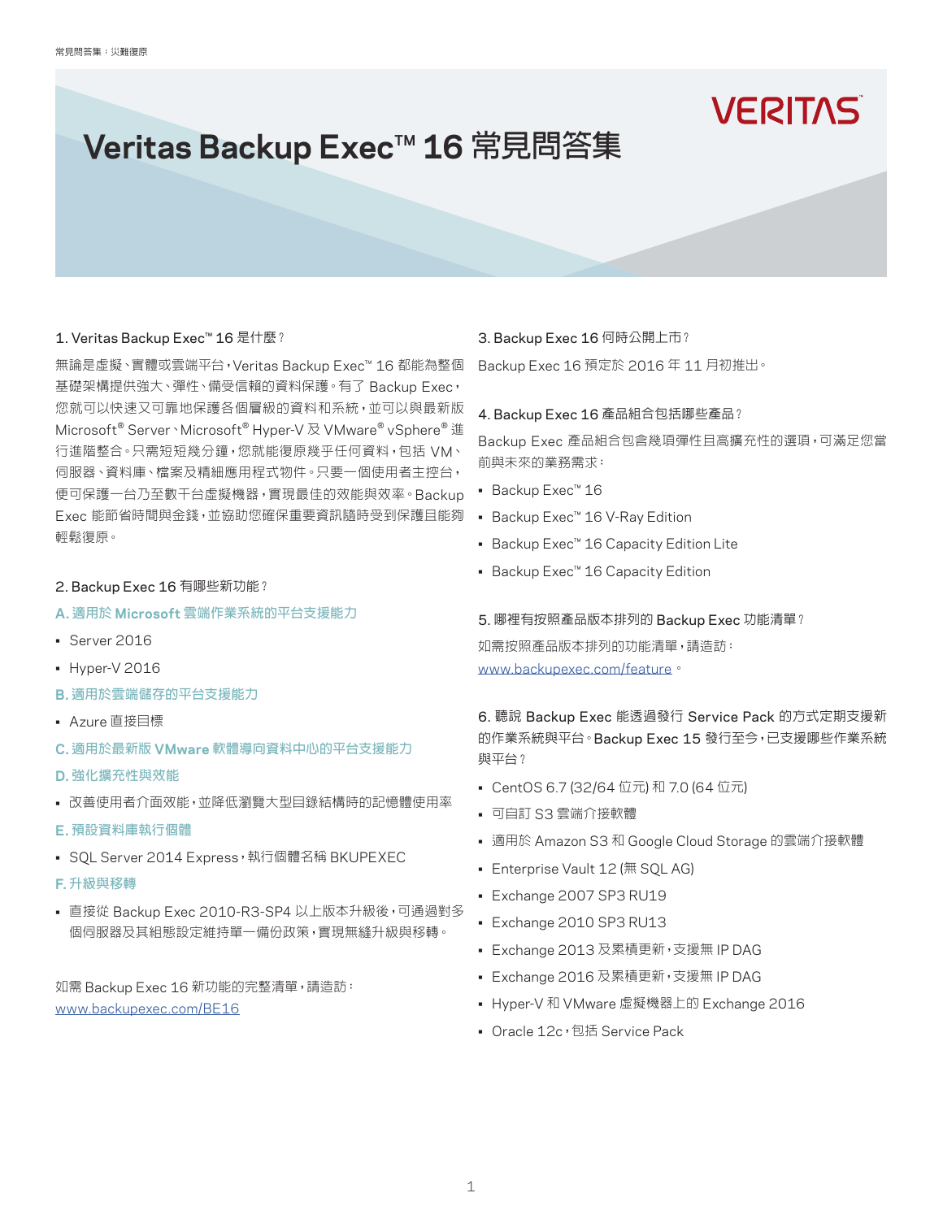# Veritas Backup Exec™ 16 常見問答集

## 1. Veritas Backup Exec™ 16 是什麼？

無論是虛擬、實體或雲端平台，Veritas Backup Exec™ 16 都能為整個基礎架構提供強大、彈性、備受信賴的資料保護。有了 Backup Exec，您就可以快速又可靠地保護各個層級的資料和系統，並可以與最新版 Microsoft® Server、Microsoft® Hyper-V 及 VMware® vSphere® 進行進階整合。只需短短幾分鐘，您就能復原幾乎任何資料，包括 VM、伺服器、資料庫、檔案及精細應用程式物件。只要一個使用者主控台，便可保護一台乃至數千台虛擬機器，實現最佳的效能與效率。Backup Exec 能節省時間與金錢，並協助您確保重要資訊隨時受到保護且能夠輕鬆復原。

## 2. Backup Exec 16 有哪些新功能？

**A. 適用於 Microsoft 雲端作業系統的平台支援能力**

- Server 2016
- Hyper-V 2016

**B. 適用於雲端儲存的平台支援能力**

- Azure 直接目標

**C. 適用於最新版 VMware 軟體導向資料中心的平台支援能力**

**D. 強化擴充性與效能**

- 改善使用者介面效能，並降低瀏覽大型目錄結構時的記憶體使用率

**E. 預設資料庫執行個體**

- SQL Server 2014 Express，執行個體名稱 BKUPEXEC

**F. 升級與移轉**

- 直接從 Backup Exec 2010-R3-SP4 以上版本升級後，可通過對多個伺服器及其組態設定維持單一備份政策，實現無縫升級與移轉。

如需 Backup Exec 16 新功能的完整清單，請造訪：[www.backupexec.com/BE16](www.backupexec.com/BE16)

## 3. Backup Exec 16 何時公開上市？

Backup Exec 16 預定於 2016 年 11 月初推出。

## 4. Backup Exec 16 產品組合包括哪些產品？

Backup Exec 產品組合包含幾項彈性且高擴充性的選項，可滿足您當前與未來的業務需求：

- Backup Exec™ 16
- Backup Exec™ 16 V-Ray Edition
- Backup Exec™ 16 Capacity Edition Lite
- Backup Exec™ 16 Capacity Edition

## 5. 哪裡有按照產品版本排列的 Backup Exec 功能清單？

如需按照產品版本排列的功能清單，請造訪：[www.backupexec.com/feature](www.backupexec.com/feature)。

## 6. 聽說 Backup Exec 能透過發行 Service Pack 的方式定期支援新的作業系統與平台。Backup Exec 15 發行至今，已支援哪些作業系統與平台？

- CentOS 6.7 (32/64 位元) 和 7.0 (64 位元)
- 可自訂 S3 雲端介接軟體
- 適用於 Amazon S3 和 Google Cloud Storage 的雲端介接軟體
- Enterprise Vault 12 (無 SQL AG)
- Exchange 2007 SP3 RU19
- Exchange 2010 SP3 RU13
- Exchange 2013 及累積更新，支援無 IP DAG
- Exchange 2016 及累積更新，支援無 IP DAG
- Hyper-V 和 VMware 虛擬機器上的 Exchange 2016
- Oracle 12c，包括 Service Pack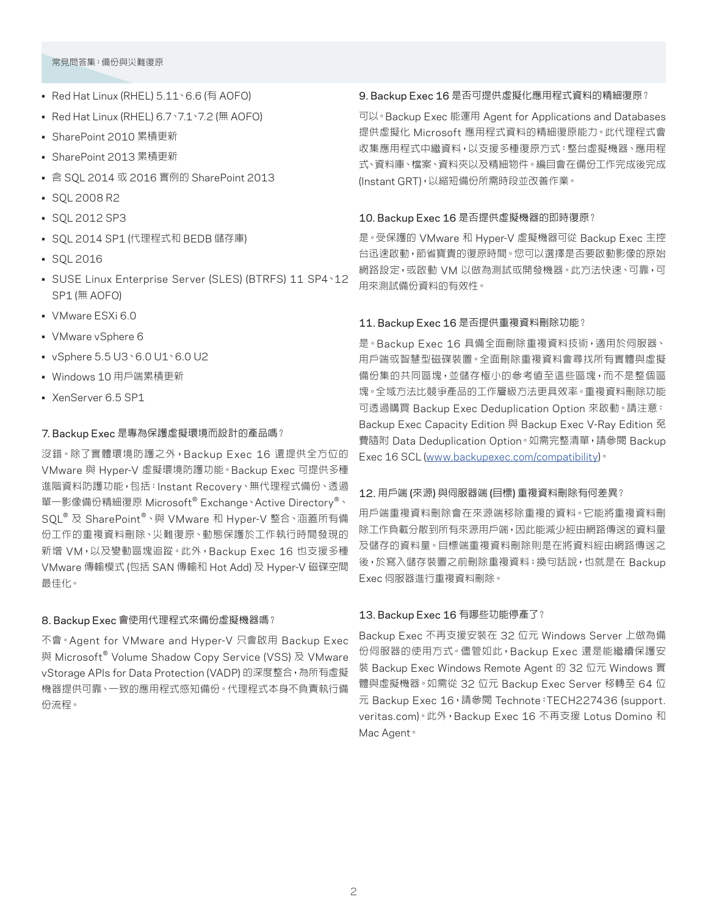- Red Hat Linux (RHEL) 5.11、6.6 (有 AOFO)
- Red Hat Linux (RHEL) 6.7、7.1、7.2 (無 AOFO)
- SharePoint 2010 累積更新
- SharePoint 2013 累積更新
- 含 SQL 2014 或 2016 實例的 SharePoint 2013
- SQL 2008 R2
- SQL 2012 SP3
- SQL 2014 SP1 (代理程式和 BEDB 儲存庫)
- SQL 2016
- SUSE Linux Enterprise Server (SLES) (BTRFS) 11 SP4、12 SP1 (無 AOFO)
- VMware ESXi 6.0
- VMware vSphere 6
- vSphere 5.5 U3、6.0 U1、6.0 U2
- Windows 10 用戶端累積更新
- XenServer 6.5 SP1

### 7. Backup Exec 是專為保護虛擬環境而設計的產品嗎？

沒錯。除了實體環境防護之外，Backup Exec 16 還提供全方位的 VMware 與 Hyper-V 虛擬環境防護功能。Backup Exec 可提供多種進階資料防護功能，包括：Instant Recovery、無代理程式備份、透過單一影像備份精細復原 Microsoft® Exchange、Active Directory®、SQL® 及 SharePoint®、與 VMware 和 Hyper-V 整合、涵蓋所有備份工作的重複資料刪除、災難復原、動態保護於工作執行時間發現的新增 VM，以及變動區塊追蹤。此外，Backup Exec 16 也支援多種 VMware 傳輸模式 (包括 SAN 傳輸和 Hot Add) 及 Hyper-V 磁碟空間最佳化。

### 8. Backup Exec 會使用代理程式來備份虛擬機器嗎？

不會。Agent for VMware and Hyper-V 只會啟用 Backup Exec 與 Microsoft® Volume Shadow Copy Service (VSS) 及 VMware vStorage APIs for Data Protection (VADP) 的深度整合，為所有虛擬機器提供可靠、一致的應用程式感知備份。代理程式本身不負責執行備份流程。

### 9. Backup Exec 16 是否可提供虛擬化應用程式資料的精細復原？

可以。Backup Exec 能運用 Agent for Applications and Databases 提供虛擬化 Microsoft 應用程式資料的精細復原能力。此代理程式會收集應用程式中繼資料，以支援多種復原方式：整台虛擬機器、應用程式、資料庫、檔案、資料夾以及精細物件。編目會在備份工作完成後完成 (Instant GRT)，以縮短備份所需時段並改善作業。

### 10. Backup Exec 16 是否提供虛擬機器的即時復原？

是。受保護的 VMware 和 Hyper-V 虛擬機器可從 Backup Exec 主控台迅速啟動，節省寶貴的復原時間。您可以選擇是否要啟動影像的原始網路設定，或啟動 VM 以做為測試或開發機器。此方法快速、可靠，可用來測試備份資料的有效性。

### 11. Backup Exec 16 是否提供重複資料刪除功能？

是。Backup Exec 16 具備全面刪除重複資料技術，適用於伺服器、用戶端或智慧型磁碟裝置。全面刪除重複資料會尋找所有實體與虛擬備份集的共同區塊，並儲存極小的參考值至這些區塊，而不是整個區塊。全域方法比競爭產品的工作層級方法更具效率。重複資料刪除功能可透過購買 Backup Exec Deduplication Option 來啟動。請注意：Backup Exec Capacity Edition 與 Backup Exec V-Ray Edition 免費隨附 Data Deduplication Option。如需完整清單，請參閱 Backup Exec 16 SCL (www.backupexec.com/compatibility)。

### 12. 用戶端 (來源) 與伺服器端 (目標) 重複資料刪除有何差異？

用戶端重複資料刪除會在來源端移除重複的資料。它能將重複資料刪除工作負載分散到所有來源用戶端，因此能減少經由網路傳送的資料量及儲存的資料量。目標端重複資料刪除則是在將資料經由網路傳送之後，於寫入儲存裝置之前刪除重複資料；換句話說，也就是在 Backup Exec 伺服器進行重複資料刪除。

### 13. Backup Exec 16 有哪些功能停產了？

Backup Exec 不再支援安裝在 32 位元 Windows Server 上做為備份伺服器的使用方式。儘管如此，Backup Exec 還是能繼續保護安裝 Backup Exec Windows Remote Agent 的 32 位元 Windows 實體與虛擬機器。如需從 32 位元 Backup Exec Server 移轉至 64 位元 Backup Exec 16，請參閱 Technote：TECH227436 (support.veritas.com)。此外，Backup Exec 16 不再支援 Lotus Domino 和 Mac Agent。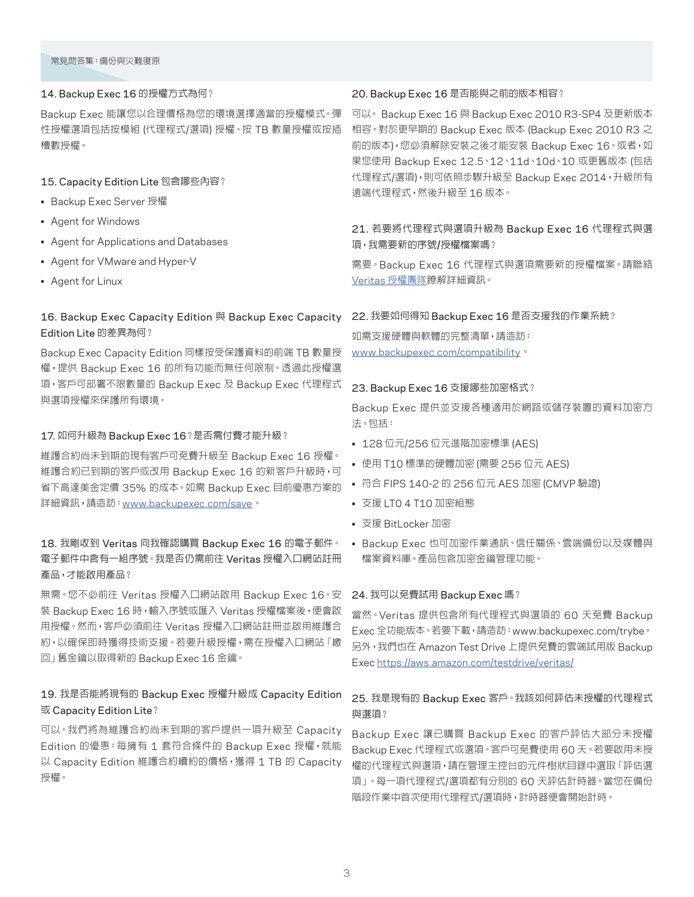### 14. Backup Exec 16 的授權方式為何？

Backup Exec 能讓您以合理價格為您的環境選擇適當的授權模式。彈性授權選項包括按模組 (代理程式/選項) 授權、按 TB 數量授權或按插槽數授權。

### 15. Capacity Edition Lite 包含哪些內容？

- Backup Exec Server 授權
- Agent for Windows
- Agent for Applications and Databases
- Agent for VMware and Hyper-V
- Agent for Linux

### 16. Backup Exec Capacity Edition 與 Backup Exec Capacity Edition Lite 的差異為何？

Backup Exec Capacity Edition 同樣按受保護資料的前端 TB 數量授權，提供 Backup Exec 16 的所有功能而無任何限制。透過此授權選項，客戶可部署不限數量的 Backup Exec 及 Backup Exec 代理程式與選項授權來保護所有環境。

### 17. 如何升級為 Backup Exec 16？是否需付費才能升級？

維護合約尚未到期的現有客戶可免費升級至 Backup Exec 16 授權。維護合約已到期的客戶或改用 Backup Exec 16 的新客戶升級時，可省下高達美金定價 35% 的成本。如需 Backup Exec 目前優惠方案的詳細資訊，請造訪：[www.backupexec.com/save](www.backupexec.com/save)。

### 18. 我剛收到 Veritas 向我確認購買 Backup Exec 16 的電子郵件。電子郵件中含有一組序號。我是否仍需前往 Veritas 授權入口網站註冊產品，才能啟用產品？

無需。您不必前往 Veritas 授權入口網站啟用 Backup Exec 16。安裝 Backup Exec 16 時，輸入序號或匯入 Veritas 授權檔案後，便會啟用授權。然而，客戶必須前往 Veritas 授權入口網站註冊並啟用維護合約，以確保即時獲得技術支援。若要升級授權，需在授權入口網站「繳回」舊金鑰以取得新的 Backup Exec 16 金鑰。

### 19. 我是否能將現有的 Backup Exec 授權升級成 Capacity Edition 或 Capacity Edition Lite？

可以。我們將為維護合約尚未到期的客戶提供一項升級至 Capacity Edition 的優惠：每擁有 1 套符合條件的 Backup Exec 授權，就能以 Capacity Edition 維護合約續約的價格，獲得 1 TB 的 Capacity 授權。

### 20. Backup Exec 16 是否能與之前的版本相容？

可以。 Backup Exec 16 與 Backup Exec 2010 R3-SP4 及更新版本相容。對於更早期的 Backup Exec 版本 (Backup Exec 2010 R3 之前的版本)，您必須解除安裝之後才能安裝 Backup Exec 16。或者，如果您使用 Backup Exec 12.5、12、11d、10d、10 或更舊版本 (包括代理程式/選項)，則可依照步驟升級至 Backup Exec 2014，升級所有遠端代理程式，然後升級至 16 版本。

### 21. 若要將代理程式與選項升級為 Backup Exec 16 代理程式與選項，我需要新的序號/授權檔案嗎？

需要。Backup Exec 16 代理程式與選項需要新的授權檔案。請聯絡 Veritas 授權團隊瞭解詳細資訊。

### 22. 我要如何得知 Backup Exec 16 是否支援我的作業系統？

如需支援硬體與軟體的完整清單，請造訪：[www.backupexec.com/compatibility](www.backupexec.com/compatibility)。

### 23. Backup Exec 16 支援哪些加密格式？

Backup Exec 提供並支援各種適用於網路或儲存裝置的資料加密方法。包括：

- 128 位元/256 位元進階加密標準 (AES)
- 使用 T10 標準的硬體加密 (需要 256 位元 AES)
- 符合 FIPS 140-2 的 256 位元 AES 加密 (CMVP 驗證)
- 支援 LTO 4 T10 加密組態
- 支援 BitLocker 加密
- Backup Exec 也可加密作業通訊、信任關係、雲端備份以及媒體與檔案資料庫。產品包含加密金鑰管理功能。

### 24. 我可以免費試用 Backup Exec 嗎？

當然。Veritas 提供包含所有代理程式與選項的 60 天免費 Backup Exec 全功能版本。若要下載，請造訪：www.backupexec.com/trybe。另外，我們也在 Amazon Test Drive 上提供免費的雲端試用版 Backup Exec [https://aws.amazon.com/testdrive/veritas/](https://aws.amazon.com/testdrive/veritas/)

### 25. 我是現有的 Backup Exec 客戶。我該如何評估未授權的代理程式與選項？

Backup Exec 讓已購買 Backup Exec 的客戶評估大部分未授權 Backup Exec 代理程式或選項。客戶可免費使用 60 天。若要啟用未授權的代理程式與選項，請在管理主控台的元件樹狀目錄中選取「評估選項」。每一項代理程式/選項都有分別的 60 天評估計時器。當您在備份階段作業中首次使用代理程式/選項時，計時器便會開始計時。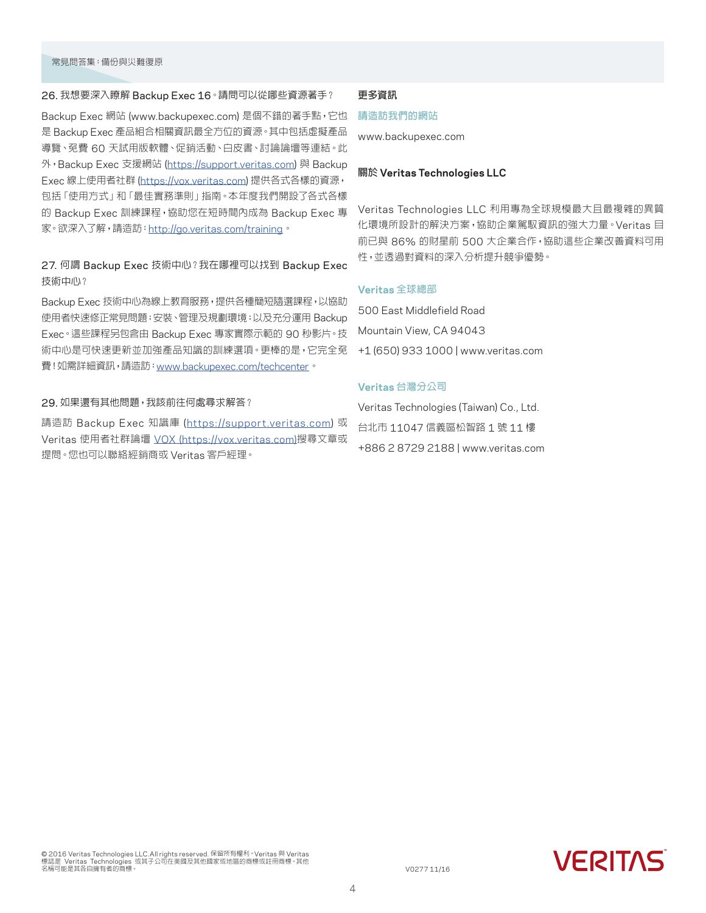### 26. 我想要深入瞭解 Backup Exec 16。請問可以從哪些資源著手？

Backup Exec 網站 (www.backupexec.com) 是個不錯的著手點，它也是 Backup Exec 產品組合相關資訊最全方位的資源。其中包括虛擬產品導覽、免費 60 天試用版軟體、促銷活動、白皮書、討論論壇等連結。此外，Backup Exec 支援網站 (https://support.veritas.com) 與 Backup Exec 線上使用者社群 (https://vox.veritas.com) 提供各式各樣的資源，包括「使用方式」和「最佳實務準則」指南。本年度我們開設了各式各樣的 Backup Exec 訓練課程，協助您在短時間內成為 Backup Exec 專家。欲深入了解，請造訪：http://go.veritas.com/training。

### 27. 何謂 Backup Exec 技術中心？我在哪裡可以找到 Backup Exec 技術中心？

Backup Exec 技術中心為線上教育服務，提供各種簡短隨選課程，以協助使用者快速修正常見問題；安裝、管理及規劃環境；以及充分運用 Backup Exec。這些課程另包含由 Backup Exec 專家實際示範的 90 秒影片。技術中心是可快速更新並加強產品知識的訓練選項。更棒的是，它完全免費！如需詳細資訊，請造訪：www.backupexec.com/techcenter。

### 29. 如果還有其他問題，我該前往何處尋求解答？

請造訪 Backup Exec 知識庫 (https://support.veritas.com) 或 Veritas 使用者社群論壇 VOX (https://vox.veritas.com)搜尋文章或提問。您也可以聯絡經銷商或 Veritas 客戶經理。

### 更多資訊

**請造訪我們的網站**

www.backupexec.com

### 關於 Veritas Technologies LLC

Veritas Technologies LLC 利用專為全球規模最大且最複雜的異質化環境所設計的解決方案，協助企業駕馭資訊的強大力量。Veritas 目前已與 86% 的財星前 500 大企業合作，協助這些企業改善資料可用性，並透過對資料的深入分析提升競爭優勢。

**Veritas 全球總部**

500 East Middlefield Road

Mountain View, CA 94043

+1 (650) 933 1000 | www.veritas.com

**Veritas 台灣分公司**

Veritas Technologies (Taiwan) Co., Ltd.

台北市 11047 信義區松智路 1 號 11 樓

+886 2 8729 2188 | www.veritas.com

© 2016 Veritas Technologies LLC.All rights reserved. 保留所有權利。Veritas 與 Veritas 標誌是 Veritas Technologies 或其子公司在美國及其他國家或地區的商標或註冊商標。其他名稱可能是其各自擁有者的商標。

V0277 11/16